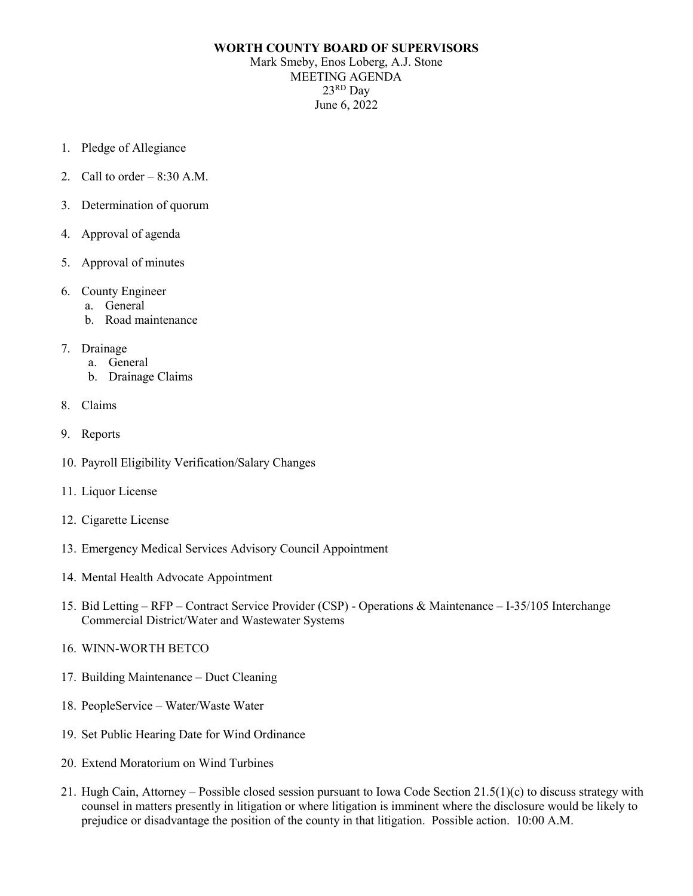**WORTH COUNTY BOARD OF SUPERVISORS**

Mark Smeby, Enos Loberg, A.J. Stone

MEETING AGENDA

23RD Day

June 6, 2022

1. Pledge of Allegiance
2. Call to order – 8:30 A.M.
3. Determination of quorum
4. Approval of agenda
5. Approval of minutes
6. County Engineer
   a. General
   b. Road maintenance
7. Drainage
   a. General
   b. Drainage Claims
8. Claims
9. Reports
10. Payroll Eligibility Verification/Salary Changes
11. Liquor License
12. Cigarette License
13. Emergency Medical Services Advisory Council Appointment
14. Mental Health Advocate Appointment
15. Bid Letting – RFP – Contract Service Provider (CSP) - Operations & Maintenance – I-35/105 Interchange Commercial District/Water and Wastewater Systems
16. WINN-WORTH BETCO
17. Building Maintenance – Duct Cleaning
18. PeopleService – Water/Waste Water
19. Set Public Hearing Date for Wind Ordinance
20. Extend Moratorium on Wind Turbines
21. Hugh Cain, Attorney – Possible closed session pursuant to Iowa Code Section 21.5(1)(c) to discuss strategy with counsel in matters presently in litigation or where litigation is imminent where the disclosure would be likely to prejudice or disadvantage the position of the county in that litigation. Possible action. 10:00 A.M.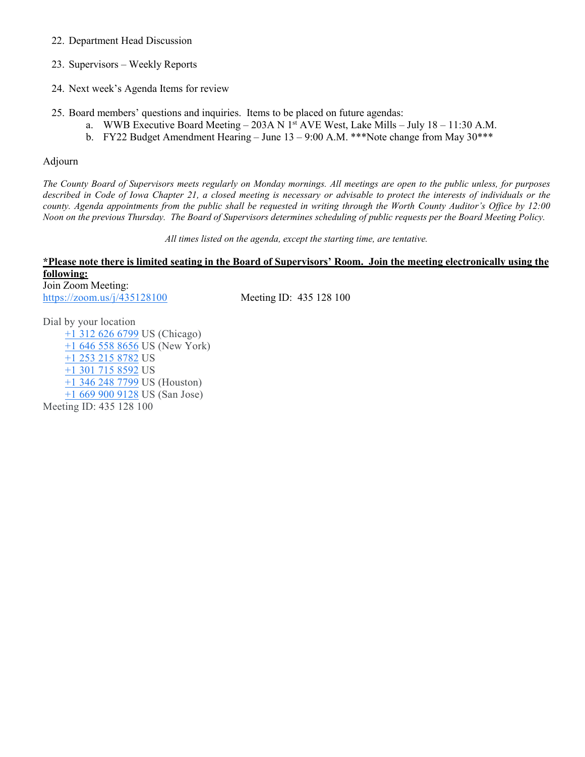22. Department Head Discussion

23. Supervisors – Weekly Reports

24. Next week's Agenda Items for review

25. Board members' questions and inquiries. Items to be placed on future agendas:
    a. WWB Executive Board Meeting – 203A N 1st AVE West, Lake Mills – July 18 – 11:30 A.M.
    b. FY22 Budget Amendment Hearing – June 13 – 9:00 A.M. ***Note change from May 30***

Adjourn

*The County Board of Supervisors meets regularly on Monday mornings. All meetings are open to the public unless, for purposes described in Code of Iowa Chapter 21, a closed meeting is necessary or advisable to protect the interests of individuals or the county. Agenda appointments from the public shall be requested in writing through the Worth County Auditor's Office by 12:00 Noon on the previous Thursday. The Board of Supervisors determines scheduling of public requests per the Board Meeting Policy.*

*All times listed on the agenda, except the starting time, are tentative.*

**<u>*Please note there is limited seating in the Board of Supervisors' Room. Join the meeting electronically using the following:</u>**

Join Zoom Meeting:
[https://zoom.us/j/435128100](https://zoom.us/j/435128100) Meeting ID: 435 128 100

Dial by your location
- +1 312 626 6799 US (Chicago)
- +1 646 558 8656 US (New York)
- +1 253 215 8782 US
- +1 301 715 8592 US
- +1 346 248 7799 US (Houston)
- +1 669 900 9128 US (San Jose)

Meeting ID: 435 128 100